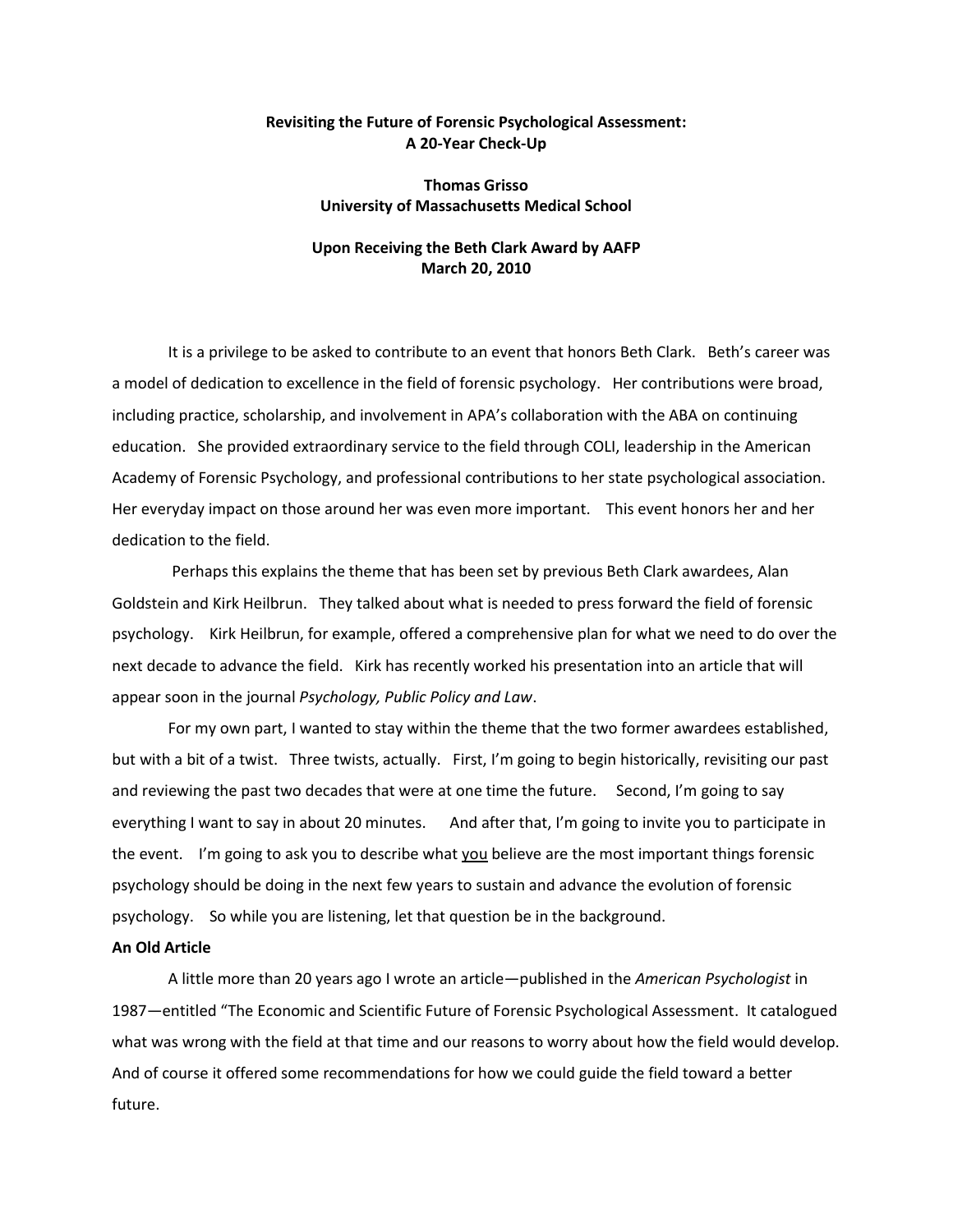**Revisiting the Future of Forensic Psychological Assessment:**
**A 20-Year Check-Up**

**Thomas Grisso**
**University of Massachusetts Medical School**

**Upon Receiving the Beth Clark Award by AAFP**
**March 20, 2010**

It is a privilege to be asked to contribute to an event that honors Beth Clark. Beth's career was a model of dedication to excellence in the field of forensic psychology. Her contributions were broad, including practice, scholarship, and involvement in APA's collaboration with the ABA on continuing education. She provided extraordinary service to the field through COLI, leadership in the American Academy of Forensic Psychology, and professional contributions to her state psychological association. Her everyday impact on those around her was even more important. This event honors her and her dedication to the field.

Perhaps this explains the theme that has been set by previous Beth Clark awardees, Alan Goldstein and Kirk Heilbrun. They talked about what is needed to press forward the field of forensic psychology. Kirk Heilbrun, for example, offered a comprehensive plan for what we need to do over the next decade to advance the field. Kirk has recently worked his presentation into an article that will appear soon in the journal *Psychology, Public Policy and Law*.

For my own part, I wanted to stay within the theme that the two former awardees established, but with a bit of a twist. Three twists, actually. First, I'm going to begin historically, revisiting our past and reviewing the past two decades that were at one time the future. Second, I'm going to say everything I want to say in about 20 minutes. And after that, I'm going to invite you to participate in the event. I'm going to ask you to describe what <u>you</u> believe are the most important things forensic psychology should be doing in the next few years to sustain and advance the evolution of forensic psychology. So while you are listening, let that question be in the background.

**An Old Article**

A little more than 20 years ago I wrote an article—published in the *American Psychologist* in 1987—entitled "The Economic and Scientific Future of Forensic Psychological Assessment. It catalogued what was wrong with the field at that time and our reasons to worry about how the field would develop. And of course it offered some recommendations for how we could guide the field toward a better future.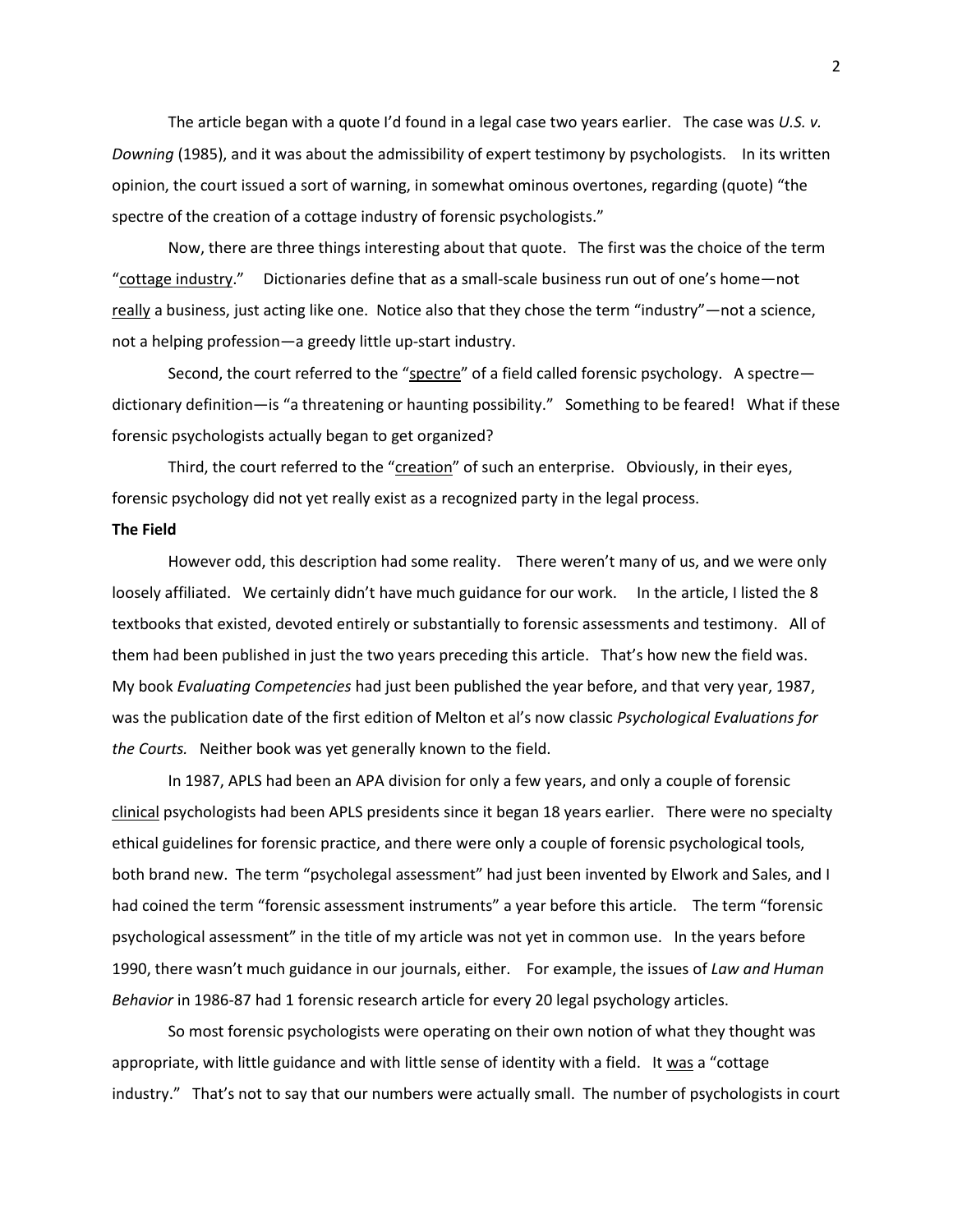The article began with a quote I'd found in a legal case two years earlier. The case was *U.S. v. Downing* (1985), and it was about the admissibility of expert testimony by psychologists. In its written opinion, the court issued a sort of warning, in somewhat ominous overtones, regarding (quote) "the spectre of the creation of a cottage industry of forensic psychologists."

Now, there are three things interesting about that quote. The first was the choice of the term "cottage industry." Dictionaries define that as a small-scale business run out of one's home—not really a business, just acting like one. Notice also that they chose the term "industry"—not a science, not a helping profession—a greedy little up-start industry.

Second, the court referred to the "spectre" of a field called forensic psychology. A spectre—dictionary definition—is "a threatening or haunting possibility." Something to be feared! What if these forensic psychologists actually began to get organized?

Third, the court referred to the "creation" of such an enterprise. Obviously, in their eyes, forensic psychology did not yet really exist as a recognized party in the legal process.

**The Field**

However odd, this description had some reality. There weren't many of us, and we were only loosely affiliated. We certainly didn't have much guidance for our work. In the article, I listed the 8 textbooks that existed, devoted entirely or substantially to forensic assessments and testimony. All of them had been published in just the two years preceding this article. That's how new the field was. My book *Evaluating Competencies* had just been published the year before, and that very year, 1987, was the publication date of the first edition of Melton et al's now classic *Psychological Evaluations for the Courts.* Neither book was yet generally known to the field.

In 1987, APLS had been an APA division for only a few years, and only a couple of forensic clinical psychologists had been APLS presidents since it began 18 years earlier. There were no specialty ethical guidelines for forensic practice, and there were only a couple of forensic psychological tools, both brand new. The term "psycholegal assessment" had just been invented by Elwork and Sales, and I had coined the term "forensic assessment instruments" a year before this article. The term "forensic psychological assessment" in the title of my article was not yet in common use. In the years before 1990, there wasn't much guidance in our journals, either. For example, the issues of *Law and Human Behavior* in 1986-87 had 1 forensic research article for every 20 legal psychology articles.

So most forensic psychologists were operating on their own notion of what they thought was appropriate, with little guidance and with little sense of identity with a field. It was a "cottage industry." That's not to say that our numbers were actually small. The number of psychologists in court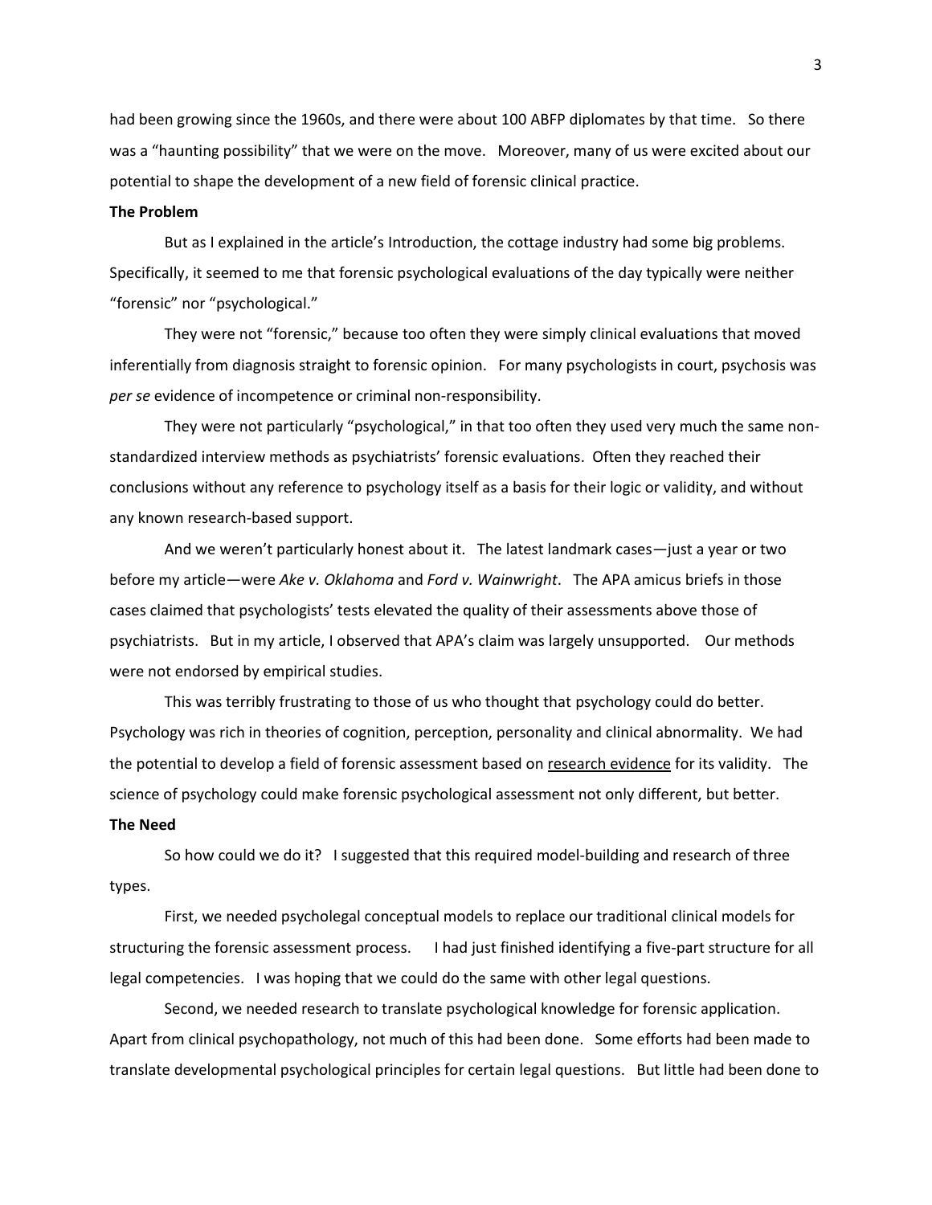had been growing since the 1960s, and there were about 100 ABFP diplomates by that time. So there was a "haunting possibility" that we were on the move. Moreover, many of us were excited about our potential to shape the development of a new field of forensic clinical practice.

**The Problem**

But as I explained in the article's Introduction, the cottage industry had some big problems. Specifically, it seemed to me that forensic psychological evaluations of the day typically were neither "forensic" nor "psychological."

They were not "forensic," because too often they were simply clinical evaluations that moved inferentially from diagnosis straight to forensic opinion. For many psychologists in court, psychosis was *per se* evidence of incompetence or criminal non-responsibility.

They were not particularly "psychological," in that too often they used very much the same non-standardized interview methods as psychiatrists' forensic evaluations. Often they reached their conclusions without any reference to psychology itself as a basis for their logic or validity, and without any known research-based support.

And we weren't particularly honest about it. The latest landmark cases—just a year or two before my article—were *Ake v. Oklahoma* and *Ford v. Wainwright*. The APA amicus briefs in those cases claimed that psychologists' tests elevated the quality of their assessments above those of psychiatrists. But in my article, I observed that APA's claim was largely unsupported. Our methods were not endorsed by empirical studies.

This was terribly frustrating to those of us who thought that psychology could do better. Psychology was rich in theories of cognition, perception, personality and clinical abnormality. We had the potential to develop a field of forensic assessment based on <u>research evidence</u> for its validity. The science of psychology could make forensic psychological assessment not only different, but better.

**The Need**

So how could we do it? I suggested that this required model-building and research of three types.

First, we needed psycholegal conceptual models to replace our traditional clinical models for structuring the forensic assessment process. I had just finished identifying a five-part structure for all legal competencies. I was hoping that we could do the same with other legal questions.

Second, we needed research to translate psychological knowledge for forensic application. Apart from clinical psychopathology, not much of this had been done. Some efforts had been made to translate developmental psychological principles for certain legal questions. But little had been done to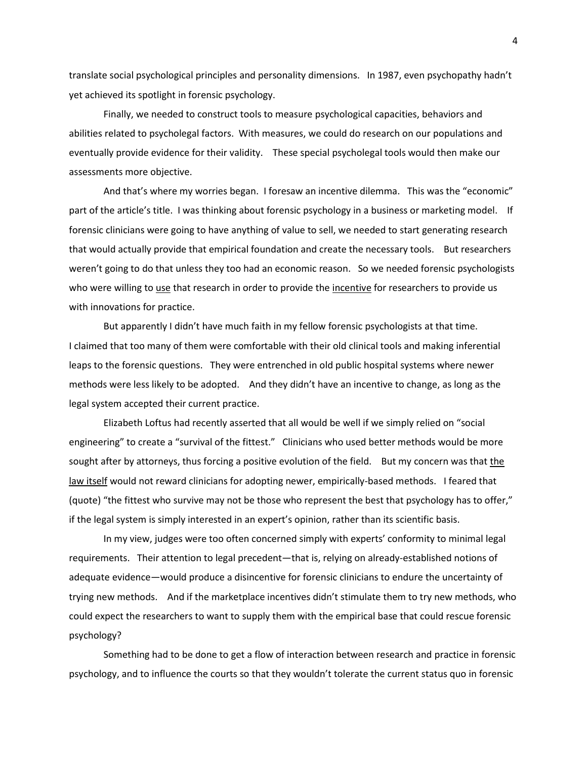translate social psychological principles and personality dimensions. In 1987, even psychopathy hadn't yet achieved its spotlight in forensic psychology.

Finally, we needed to construct tools to measure psychological capacities, behaviors and abilities related to psycholegal factors. With measures, we could do research on our populations and eventually provide evidence for their validity. These special psycholegal tools would then make our assessments more objective.

And that's where my worries began. I foresaw an incentive dilemma. This was the "economic" part of the article's title. I was thinking about forensic psychology in a business or marketing model. If forensic clinicians were going to have anything of value to sell, we needed to start generating research that would actually provide that empirical foundation and create the necessary tools. But researchers weren't going to do that unless they too had an economic reason. So we needed forensic psychologists who were willing to <u>use</u> that research in order to provide the <u>incentive</u> for researchers to provide us with innovations for practice.

But apparently I didn't have much faith in my fellow forensic psychologists at that time. I claimed that too many of them were comfortable with their old clinical tools and making inferential leaps to the forensic questions. They were entrenched in old public hospital systems where newer methods were less likely to be adopted. And they didn't have an incentive to change, as long as the legal system accepted their current practice.

Elizabeth Loftus had recently asserted that all would be well if we simply relied on "social engineering" to create a "survival of the fittest." Clinicians who used better methods would be more sought after by attorneys, thus forcing a positive evolution of the field. But my concern was that <u>the law itself</u> would not reward clinicians for adopting newer, empirically-based methods. I feared that (quote) "the fittest who survive may not be those who represent the best that psychology has to offer," if the legal system is simply interested in an expert's opinion, rather than its scientific basis.

In my view, judges were too often concerned simply with experts' conformity to minimal legal requirements. Their attention to legal precedent—that is, relying on already-established notions of adequate evidence—would produce a disincentive for forensic clinicians to endure the uncertainty of trying new methods. And if the marketplace incentives didn't stimulate them to try new methods, who could expect the researchers to want to supply them with the empirical base that could rescue forensic psychology?

Something had to be done to get a flow of interaction between research and practice in forensic psychology, and to influence the courts so that they wouldn't tolerate the current status quo in forensic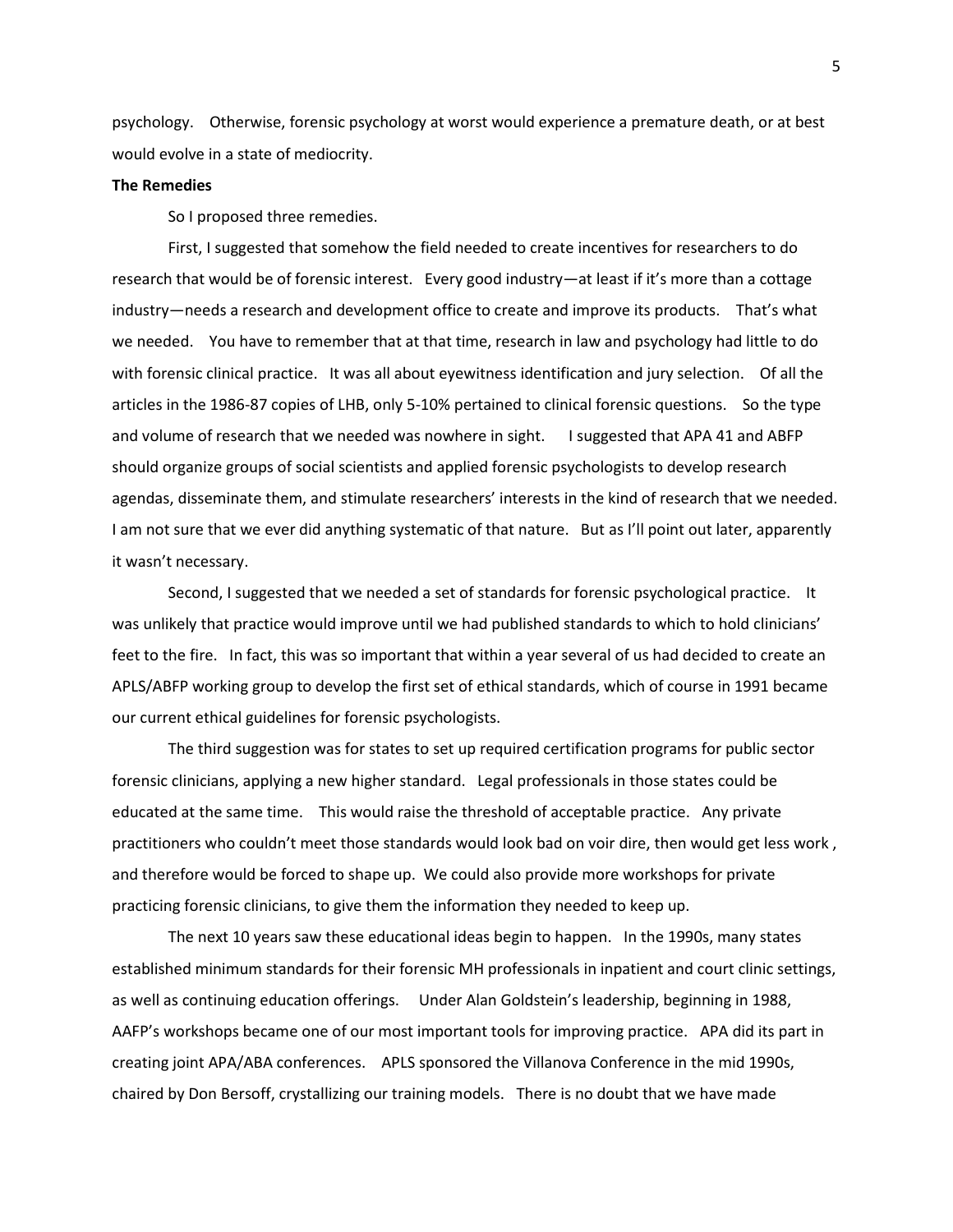psychology. Otherwise, forensic psychology at worst would experience a premature death, or at best would evolve in a state of mediocrity.

**The Remedies**

So I proposed three remedies.

First, I suggested that somehow the field needed to create incentives for researchers to do research that would be of forensic interest. Every good industry—at least if it's more than a cottage industry—needs a research and development office to create and improve its products. That's what we needed. You have to remember that at that time, research in law and psychology had little to do with forensic clinical practice. It was all about eyewitness identification and jury selection. Of all the articles in the 1986-87 copies of LHB, only 5-10% pertained to clinical forensic questions. So the type and volume of research that we needed was nowhere in sight. I suggested that APA 41 and ABFP should organize groups of social scientists and applied forensic psychologists to develop research agendas, disseminate them, and stimulate researchers' interests in the kind of research that we needed. I am not sure that we ever did anything systematic of that nature. But as I'll point out later, apparently it wasn't necessary.

Second, I suggested that we needed a set of standards for forensic psychological practice. It was unlikely that practice would improve until we had published standards to which to hold clinicians' feet to the fire. In fact, this was so important that within a year several of us had decided to create an APLS/ABFP working group to develop the first set of ethical standards, which of course in 1991 became our current ethical guidelines for forensic psychologists.

The third suggestion was for states to set up required certification programs for public sector forensic clinicians, applying a new higher standard. Legal professionals in those states could be educated at the same time. This would raise the threshold of acceptable practice. Any private practitioners who couldn't meet those standards would look bad on voir dire, then would get less work , and therefore would be forced to shape up. We could also provide more workshops for private practicing forensic clinicians, to give them the information they needed to keep up.

The next 10 years saw these educational ideas begin to happen. In the 1990s, many states established minimum standards for their forensic MH professionals in inpatient and court clinic settings, as well as continuing education offerings. Under Alan Goldstein's leadership, beginning in 1988, AAFP's workshops became one of our most important tools for improving practice. APA did its part in creating joint APA/ABA conferences. APLS sponsored the Villanova Conference in the mid 1990s, chaired by Don Bersoff, crystallizing our training models. There is no doubt that we have made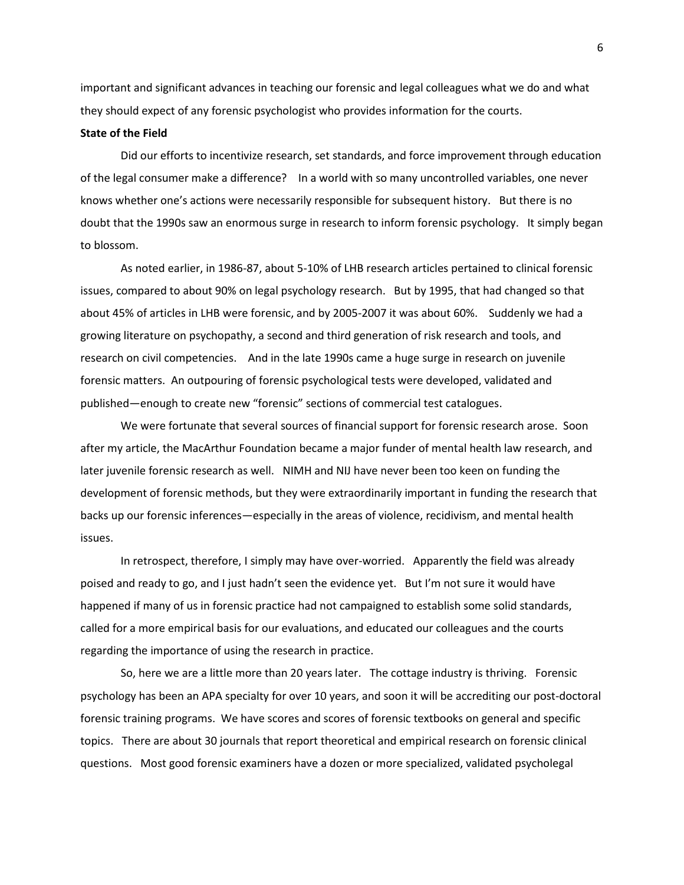important and significant advances in teaching our forensic and legal colleagues what we do and what they should expect of any forensic psychologist who provides information for the courts.

**State of the Field**

Did our efforts to incentivize research, set standards, and force improvement through education of the legal consumer make a difference? In a world with so many uncontrolled variables, one never knows whether one's actions were necessarily responsible for subsequent history. But there is no doubt that the 1990s saw an enormous surge in research to inform forensic psychology. It simply began to blossom.

As noted earlier, in 1986-87, about 5-10% of LHB research articles pertained to clinical forensic issues, compared to about 90% on legal psychology research. But by 1995, that had changed so that about 45% of articles in LHB were forensic, and by 2005-2007 it was about 60%. Suddenly we had a growing literature on psychopathy, a second and third generation of risk research and tools, and research on civil competencies. And in the late 1990s came a huge surge in research on juvenile forensic matters. An outpouring of forensic psychological tests were developed, validated and published—enough to create new "forensic" sections of commercial test catalogues.

We were fortunate that several sources of financial support for forensic research arose. Soon after my article, the MacArthur Foundation became a major funder of mental health law research, and later juvenile forensic research as well. NIMH and NIJ have never been too keen on funding the development of forensic methods, but they were extraordinarily important in funding the research that backs up our forensic inferences—especially in the areas of violence, recidivism, and mental health issues.

In retrospect, therefore, I simply may have over-worried. Apparently the field was already poised and ready to go, and I just hadn't seen the evidence yet. But I'm not sure it would have happened if many of us in forensic practice had not campaigned to establish some solid standards, called for a more empirical basis for our evaluations, and educated our colleagues and the courts regarding the importance of using the research in practice.

So, here we are a little more than 20 years later. The cottage industry is thriving. Forensic psychology has been an APA specialty for over 10 years, and soon it will be accrediting our post-doctoral forensic training programs. We have scores and scores of forensic textbooks on general and specific topics. There are about 30 journals that report theoretical and empirical research on forensic clinical questions. Most good forensic examiners have a dozen or more specialized, validated psychologal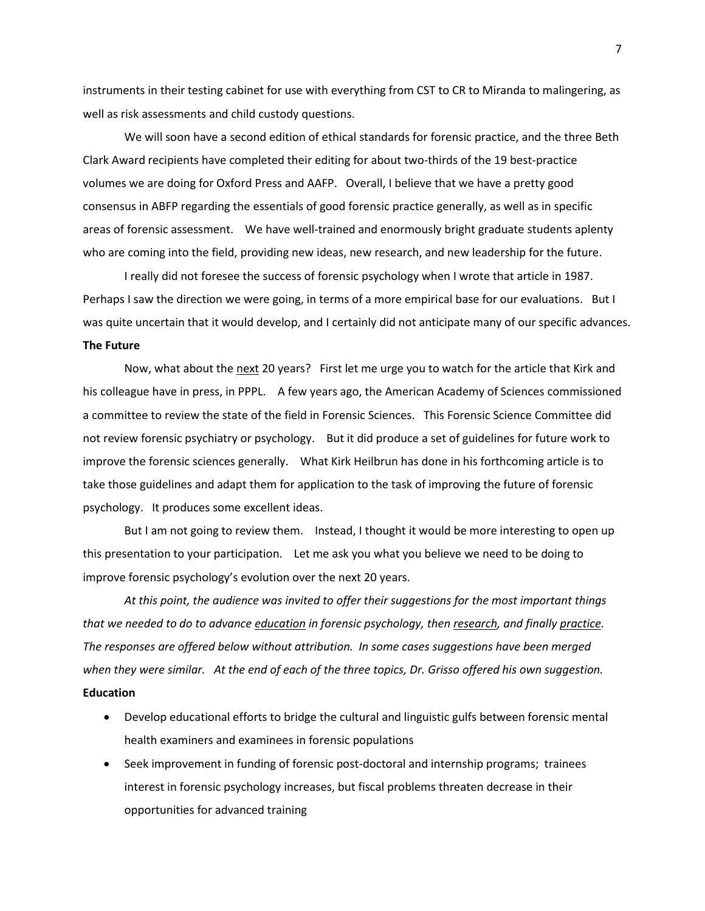instruments in their testing cabinet for use with everything from CST to CR to Miranda to malingering, as well as risk assessments and child custody questions.

We will soon have a second edition of ethical standards for forensic practice, and the three Beth Clark Award recipients have completed their editing for about two-thirds of the 19 best-practice volumes we are doing for Oxford Press and AAFP. Overall, I believe that we have a pretty good consensus in ABFP regarding the essentials of good forensic practice generally, as well as in specific areas of forensic assessment. We have well-trained and enormously bright graduate students aplenty who are coming into the field, providing new ideas, new research, and new leadership for the future.

I really did not foresee the success of forensic psychology when I wrote that article in 1987. Perhaps I saw the direction we were going, in terms of a more empirical base for our evaluations. But I was quite uncertain that it would develop, and I certainly did not anticipate many of our specific advances.

**The Future**

Now, what about the next 20 years? First let me urge you to watch for the article that Kirk and his colleague have in press, in PPPL. A few years ago, the American Academy of Sciences commissioned a committee to review the state of the field in Forensic Sciences. This Forensic Science Committee did not review forensic psychiatry or psychology. But it did produce a set of guidelines for future work to improve the forensic sciences generally. What Kirk Heilbrun has done in his forthcoming article is to take those guidelines and adapt them for application to the task of improving the future of forensic psychology. It produces some excellent ideas.

But I am not going to review them. Instead, I thought it would be more interesting to open up this presentation to your participation. Let me ask you what you believe we need to be doing to improve forensic psychology's evolution over the next 20 years.

*At this point, the audience was invited to offer their suggestions for the most important things that we needed to do to advance education in forensic psychology, then research, and finally practice. The responses are offered below without attribution. In some cases suggestions have been merged when they were similar. At the end of each of the three topics, Dr. Grisso offered his own suggestion.*

**Education**

- Develop educational efforts to bridge the cultural and linguistic gulfs between forensic mental health examiners and examinees in forensic populations
- Seek improvement in funding of forensic post-doctoral and internship programs; trainees interest in forensic psychology increases, but fiscal problems threaten decrease in their opportunities for advanced training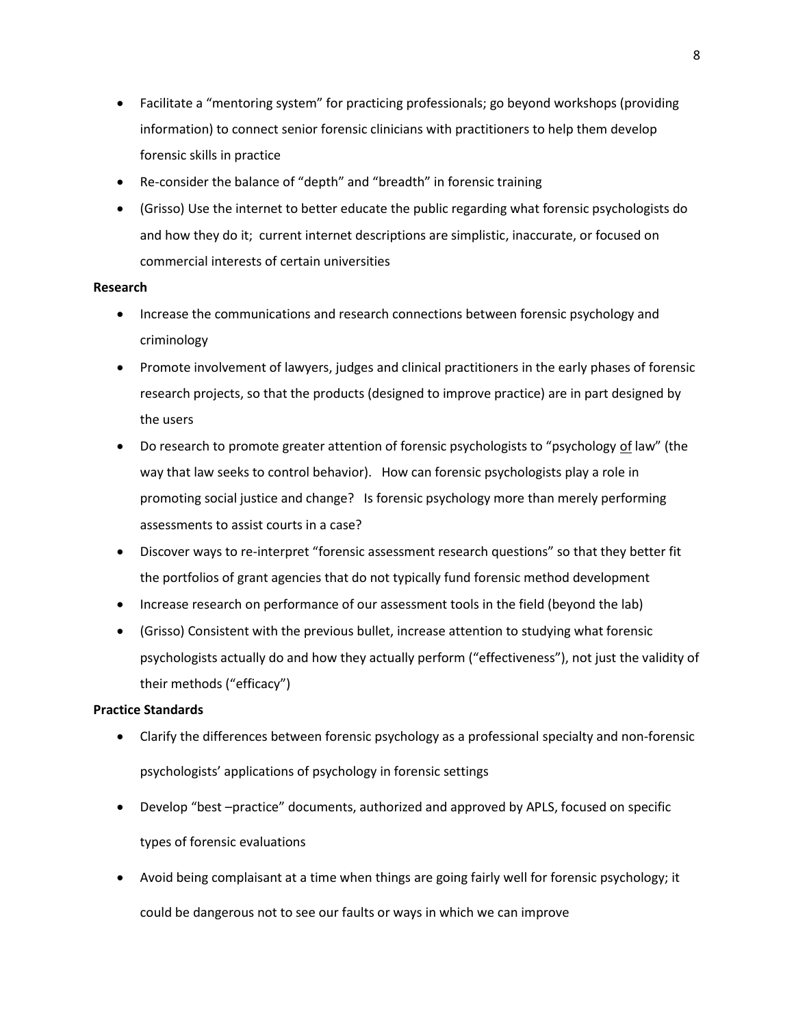- Facilitate a "mentoring system" for practicing professionals; go beyond workshops (providing information) to connect senior forensic clinicians with practitioners to help them develop forensic skills in practice
- Re-consider the balance of "depth" and "breadth" in forensic training
- (Grisso) Use the internet to better educate the public regarding what forensic psychologists do and how they do it; current internet descriptions are simplistic, inaccurate, or focused on commercial interests of certain universities

**Research**

- Increase the communications and research connections between forensic psychology and criminology
- Promote involvement of lawyers, judges and clinical practitioners in the early phases of forensic research projects, so that the products (designed to improve practice) are in part designed by the users
- Do research to promote greater attention of forensic psychologists to "psychology <u>of</u> law" (the way that law seeks to control behavior). How can forensic psychologists play a role in promoting social justice and change? Is forensic psychology more than merely performing assessments to assist courts in a case?
- Discover ways to re-interpret "forensic assessment research questions" so that they better fit the portfolios of grant agencies that do not typically fund forensic method development
- Increase research on performance of our assessment tools in the field (beyond the lab)
- (Grisso) Consistent with the previous bullet, increase attention to studying what forensic psychologists actually do and how they actually perform ("effectiveness"), not just the validity of their methods ("efficacy")

**Practice Standards**

- Clarify the differences between forensic psychology as a professional specialty and non-forensic psychologists' applications of psychology in forensic settings
- Develop "best –practice" documents, authorized and approved by APLS, focused on specific types of forensic evaluations
- Avoid being complaisant at a time when things are going fairly well for forensic psychology; it could be dangerous not to see our faults or ways in which we can improve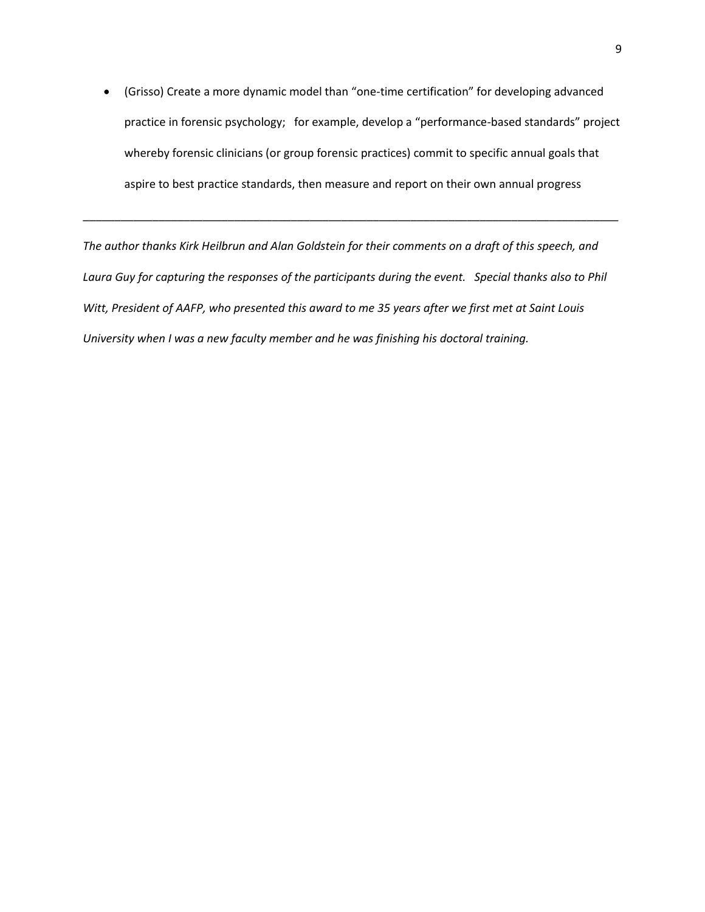- (Grisso) Create a more dynamic model than "one-time certification" for developing advanced practice in forensic psychology; for example, develop a "performance-based standards" project whereby forensic clinicians (or group forensic practices) commit to specific annual goals that aspire to best practice standards, then measure and report on their own annual progress

---

*The author thanks Kirk Heilbrun and Alan Goldstein for their comments on a draft of this speech, and Laura Guy for capturing the responses of the participants during the event. Special thanks also to Phil Witt, President of AAFP, who presented this award to me 35 years after we first met at Saint Louis University when I was a new faculty member and he was finishing his doctoral training.*